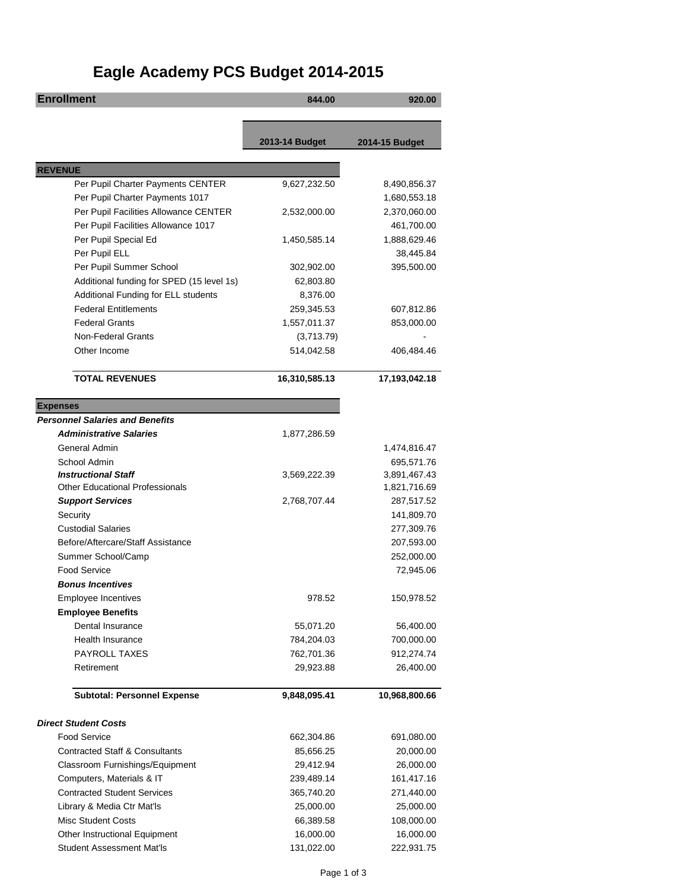# Eagle Academy PCS Budget 2014-2015

| | 2013-14 Budget | 2014-15 Budget |
|---|---|---|
| **Enrollment** | **844.00** | **920.00** |
| **REVENUE** | | |
| Per Pupil Charter Payments CENTER | 9,627,232.50 | 8,490,856.37 |
| Per Pupil Charter Payments 1017 | | 1,680,553.18 |
| Per Pupil Facilities Allowance CENTER | 2,532,000.00 | 2,370,060.00 |
| Per Pupil Facilities Allowance 1017 | | 461,700.00 |
| Per Pupil Special Ed | 1,450,585.14 | 1,888,629.46 |
| Per Pupil ELL | | 38,445.84 |
| Per Pupil Summer School | 302,902.00 | 395,500.00 |
| Additional funding for SPED (15 level 1s) | 62,803.80 | |
| Additional Funding for ELL students | 8,376.00 | |
| Federal Entitlements | 259,345.53 | 607,812.86 |
| Federal Grants | 1,557,011.37 | 853,000.00 |
| Non-Federal Grants | (3,713.79) | - |
| Other Income | 514,042.58 | 406,484.46 |
| **TOTAL REVENUES** | **16,310,585.13** | **17,193,042.18** |
| **Expenses** | | |
| ***Personnel Salaries and Benefits*** | | |
| ***Administrative Salaries*** | 1,877,286.59 | |
| General Admin | | 1,474,816.47 |
| School Admin | | 695,571.76 |
| ***Instructional Staff*** | 3,569,222.39 | 3,891,467.43 |
| Other Educational Professionals | | 1,821,716.69 |
| ***Support Services*** | 2,768,707.44 | 287,517.52 |
| Security | | 141,809.70 |
| Custodial Salaries | | 277,309.76 |
| Before/Aftercare/Staff Assistance | | 207,593.00 |
| Summer School/Camp | | 252,000.00 |
| Food Service | | 72,945.06 |
| ***Bonus Incentives*** | | |
| Employee Incentives | 978.52 | 150,978.52 |
| **Employee Benefits** | | |
| Dental Insurance | 55,071.20 | 56,400.00 |
| Health Insurance | 784,204.03 | 700,000.00 |
| PAYROLL TAXES | 762,701.36 | 912,274.74 |
| Retirement | 29,923.88 | 26,400.00 |
| **Subtotal: Personnel Expense** | **9,848,095.41** | **10,968,800.66** |
| ***Direct Student Costs*** | | |
| Food Service | 662,304.86 | 691,080.00 |
| Contracted Staff & Consultants | 85,656.25 | 20,000.00 |
| Classroom Furnishings/Equipment | 29,412.94 | 26,000.00 |
| Computers, Materials & IT | 239,489.14 | 161,417.16 |
| Contracted Student Services | 365,740.20 | 271,440.00 |
| Library & Media Ctr Mat'ls | 25,000.00 | 25,000.00 |
| Misc Student Costs | 66,389.58 | 108,000.00 |
| Other Instructional Equipment | 16,000.00 | 16,000.00 |
| Student Assessment Mat'ls | 131,022.00 | 222,931.75 |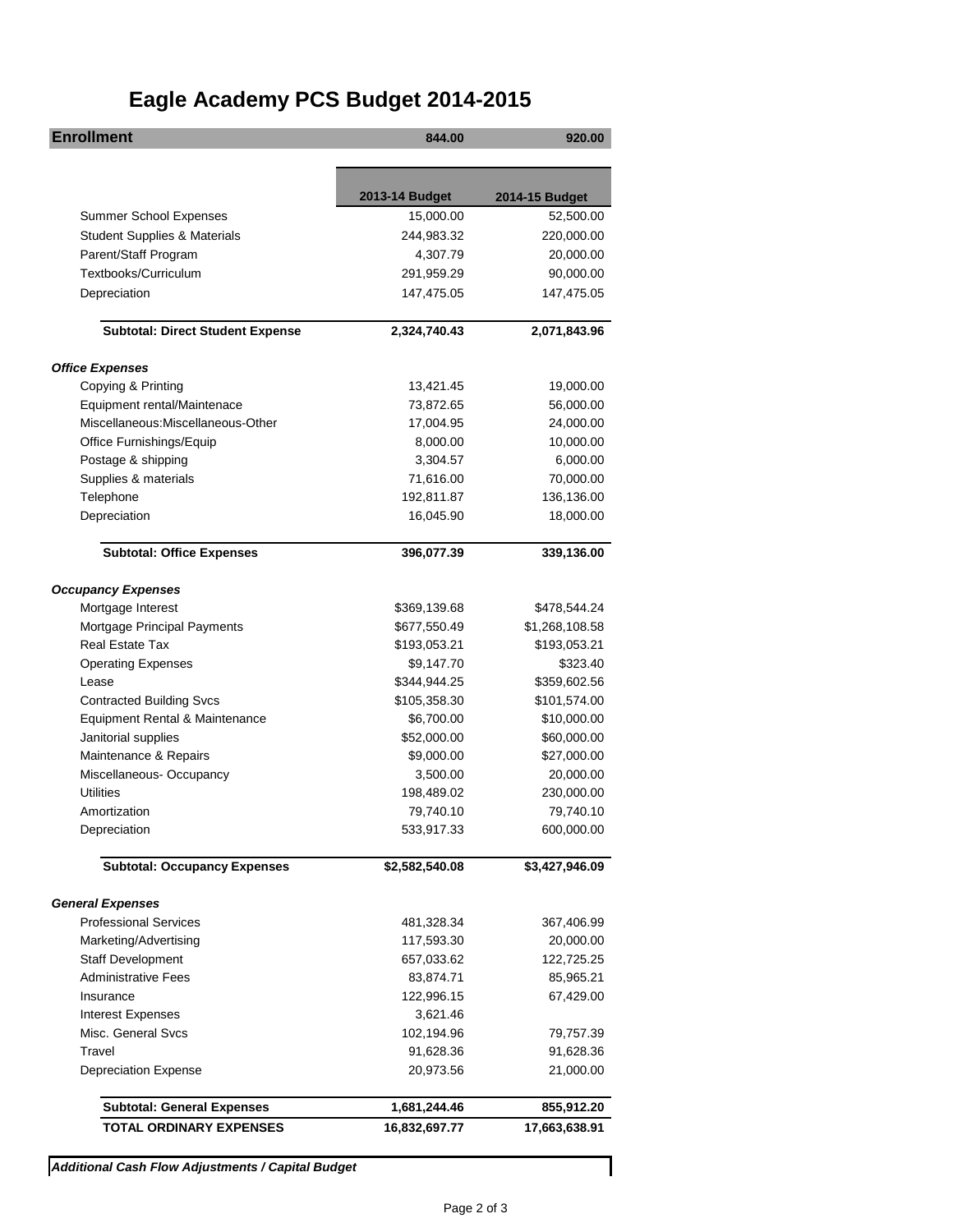# Eagle Academy PCS Budget 2014-2015

| Enrollment | 844.00 | 920.00 |
|---|---|---|
| | **2013-14 Budget** | **2014-15 Budget** |
| Summer School Expenses | 15,000.00 | 52,500.00 |
| Student Supplies & Materials | 244,983.32 | 220,000.00 |
| Parent/Staff Program | 4,307.79 | 20,000.00 |
| Textbooks/Curriculum | 291,959.29 | 90,000.00 |
| Depreciation | 147,475.05 | 147,475.05 |
| **Subtotal: Direct Student Expense** | **2,324,740.43** | **2,071,843.96** |
| ***Office Expenses*** | | |
| Copying & Printing | 13,421.45 | 19,000.00 |
| Equipment rental/Maintenace | 73,872.65 | 56,000.00 |
| Miscellaneous:Miscellaneous-Other | 17,004.95 | 24,000.00 |
| Office Furnishings/Equip | 8,000.00 | 10,000.00 |
| Postage & shipping | 3,304.57 | 6,000.00 |
| Supplies & materials | 71,616.00 | 70,000.00 |
| Telephone | 192,811.87 | 136,136.00 |
| Depreciation | 16,045.90 | 18,000.00 |
| **Subtotal: Office Expenses** | **396,077.39** | **339,136.00** |
| ***Occupancy Expenses*** | | |
| Mortgage Interest | $369,139.68 | $478,544.24 |
| Mortgage Principal Payments | $677,550.49 | $1,268,108.58 |
| Real Estate Tax | $193,053.21 | $193,053.21 |
| Operating Expenses | $9,147.70 | $323.40 |
| Lease | $344,944.25 | $359,602.56 |
| Contracted Building Svcs | $105,358.30 | $101,574.00 |
| Equipment Rental & Maintenance | $6,700.00 | $10,000.00 |
| Janitorial supplies | $52,000.00 | $60,000.00 |
| Maintenance & Repairs | $9,000.00 | $27,000.00 |
| Miscellaneous- Occupancy | 3,500.00 | 20,000.00 |
| Utilities | 198,489.02 | 230,000.00 |
| Amortization | 79,740.10 | 79,740.10 |
| Depreciation | 533,917.33 | 600,000.00 |
| **Subtotal: Occupancy Expenses** | **$2,582,540.08** | **$3,427,946.09** |
| ***General Expenses*** | | |
| Professional Services | 481,328.34 | 367,406.99 |
| Marketing/Advertising | 117,593.30 | 20,000.00 |
| Staff Development | 657,033.62 | 122,725.25 |
| Administrative Fees | 83,874.71 | 85,965.21 |
| Insurance | 122,996.15 | 67,429.00 |
| Interest Expenses | 3,621.46 | |
| Misc. General Svcs | 102,194.96 | 79,757.39 |
| Travel | 91,628.36 | 91,628.36 |
| Depreciation Expense | 20,973.56 | 21,000.00 |
| **Subtotal: General Expenses** | **1,681,244.46** | **855,912.20** |
| **TOTAL ORDINARY EXPENSES** | **16,832,697.77** | **17,663,638.91** |

***Additional Cash Flow Adjustments / Capital Budget***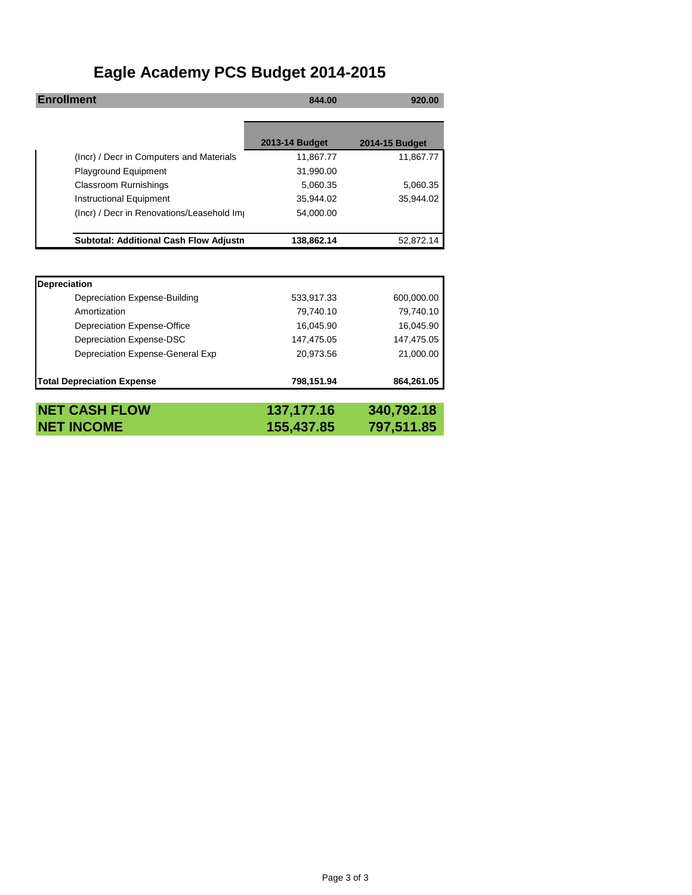# Eagle Academy PCS Budget 2014-2015

| Enrollment | 844.00 | 920.00 |
| --- | --- | --- |
| | **2013-14 Budget** | **2014-15 Budget** |
| (Incr) / Decr in Computers and Materials | 11,867.77 | 11,867.77 |
| Playground Equipment | 31,990.00 | |
| Classroom Rurnishings | 5,060.35 | 5,060.35 |
| Instructional Equipment | 35,944.02 | 35,944.02 |
| (Incr) / Decr in Renovations/Leasehold Im| | 54,000.00 | |
| **Subtotal: Additional Cash Flow Adjustn** | **138,862.14** | 52,872.14 |

| **Depreciation** | | |
| --- | --- | --- |
| Depreciation Expense-Building | 533,917.33 | 600,000.00 |
| Amortization | 79,740.10 | 79,740.10 |
| Depreciation Expense-Office | 16,045.90 | 16,045.90 |
| Depreciation Expense-DSC | 147,475.05 | 147,475.05 |
| Depreciation Expense-General Exp | 20,973.56 | 21,000.00 |
| **Total Depreciation Expense** | **798,151.94** | **864,261.05** |

| | | |
| --- | --- | --- |
| **NET CASH FLOW** | **137,177.16** | **340,792.18** |
| **NET INCOME** | **155,437.85** | **797,511.85** |